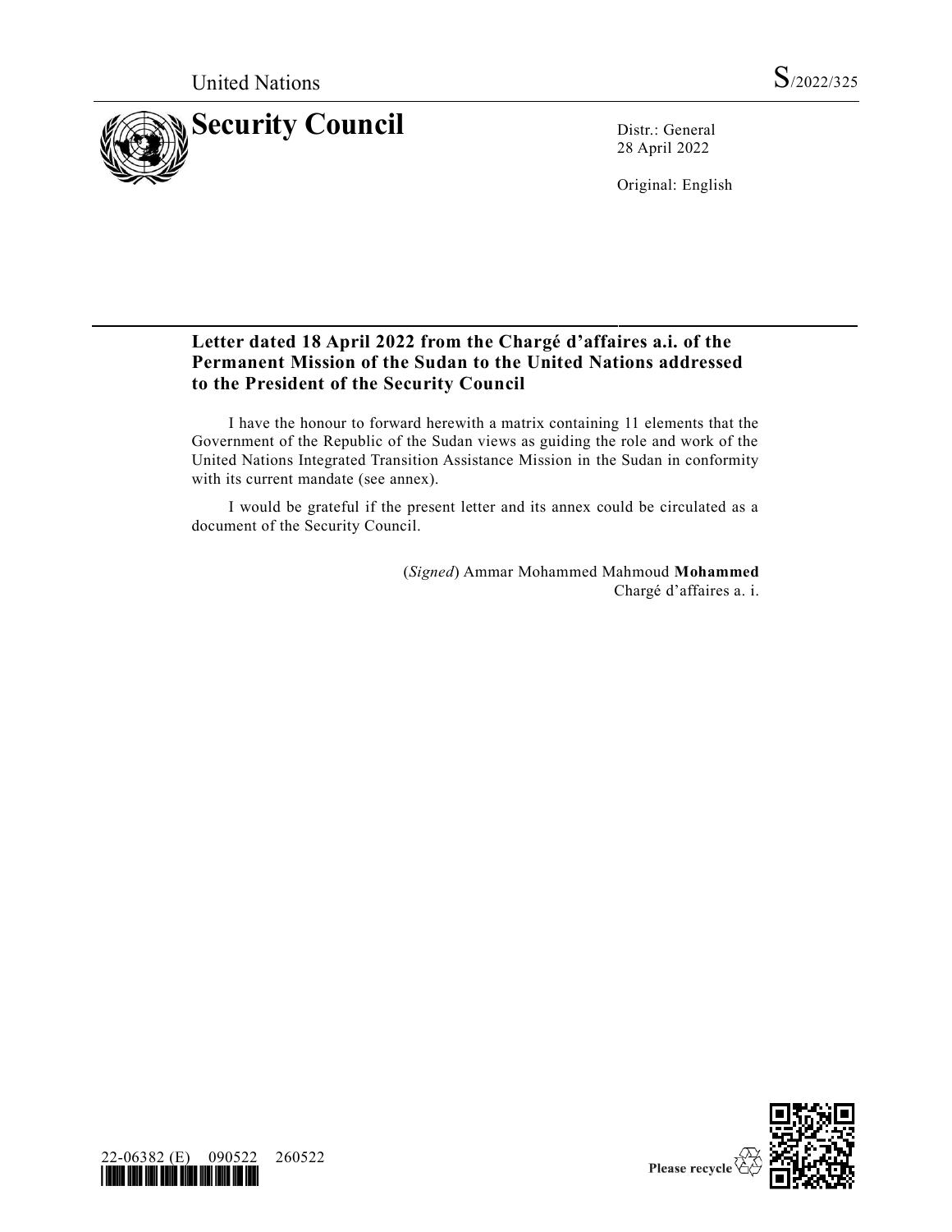United Nations

S/2022/325

# Security Council

Distr.: General
28 April 2022

Original: English

## Letter dated 18 April 2022 from the Chargé d'affaires a.i. of the Permanent Mission of the Sudan to the United Nations addressed to the President of the Security Council

I have the honour to forward herewith a matrix containing 11 elements that the Government of the Republic of the Sudan views as guiding the role and work of the United Nations Integrated Transition Assistance Mission in the Sudan in conformity with its current mandate (see annex).

I would be grateful if the present letter and its annex could be circulated as a document of the Security Council.

(*Signed*) Ammar Mohammed Mahmoud **Mohammed**
Chargé d'affaires a. i.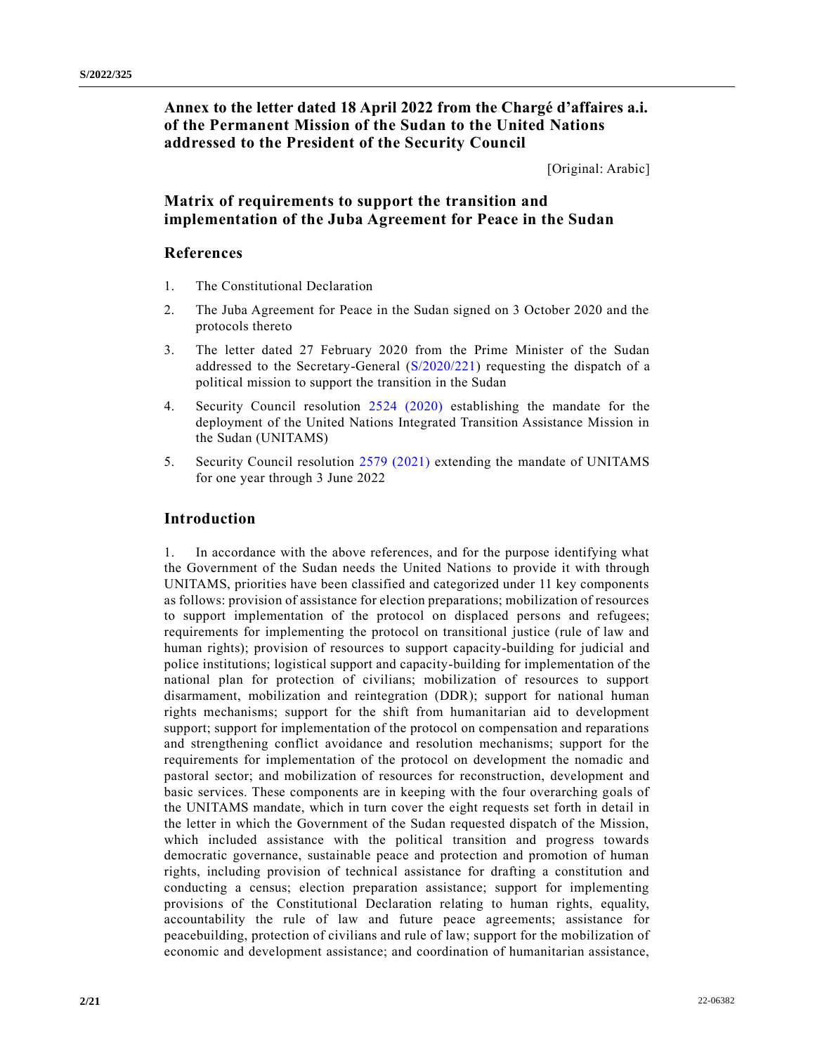## Annex to the letter dated 18 April 2022 from the Chargé d'affaires a.i. of the Permanent Mission of the Sudan to the United Nations addressed to the President of the Security Council

[Original: Arabic]

## Matrix of requirements to support the transition and implementation of the Juba Agreement for Peace in the Sudan

### References

1. The Constitutional Declaration

2. The Juba Agreement for Peace in the Sudan signed on 3 October 2020 and the protocols thereto

3. The letter dated 27 February 2020 from the Prime Minister of the Sudan addressed to the Secretary-General (S/2020/221) requesting the dispatch of a political mission to support the transition in the Sudan

4. Security Council resolution 2524 (2020) establishing the mandate for the deployment of the United Nations Integrated Transition Assistance Mission in the Sudan (UNITAMS)

5. Security Council resolution 2579 (2021) extending the mandate of UNITAMS for one year through 3 June 2022

### Introduction

1. In accordance with the above references, and for the purpose identifying what the Government of the Sudan needs the United Nations to provide it with through UNITAMS, priorities have been classified and categorized under 11 key components as follows: provision of assistance for election preparations; mobilization of resources to support implementation of the protocol on displaced persons and refugees; requirements for implementing the protocol on transitional justice (rule of law and human rights); provision of resources to support capacity-building for judicial and police institutions; logistical support and capacity-building for implementation of the national plan for protection of civilians; mobilization of resources to support disarmament, mobilization and reintegration (DDR); support for national human rights mechanisms; support for the shift from humanitarian aid to development support; support for implementation of the protocol on compensation and reparations and strengthening conflict avoidance and resolution mechanisms; support for the requirements for implementation of the protocol on development the nomadic and pastoral sector; and mobilization of resources for reconstruction, development and basic services. These components are in keeping with the four overarching goals of the UNITAMS mandate, which in turn cover the eight requests set forth in detail in the letter in which the Government of the Sudan requested dispatch of the Mission, which included assistance with the political transition and progress towards democratic governance, sustainable peace and protection and promotion of human rights, including provision of technical assistance for drafting a constitution and conducting a census; election preparation assistance; support for implementing provisions of the Constitutional Declaration relating to human rights, equality, accountability the rule of law and future peace agreements; assistance for peacebuilding, protection of civilians and rule of law; support for the mobilization of economic and development assistance; and coordination of humanitarian assistance,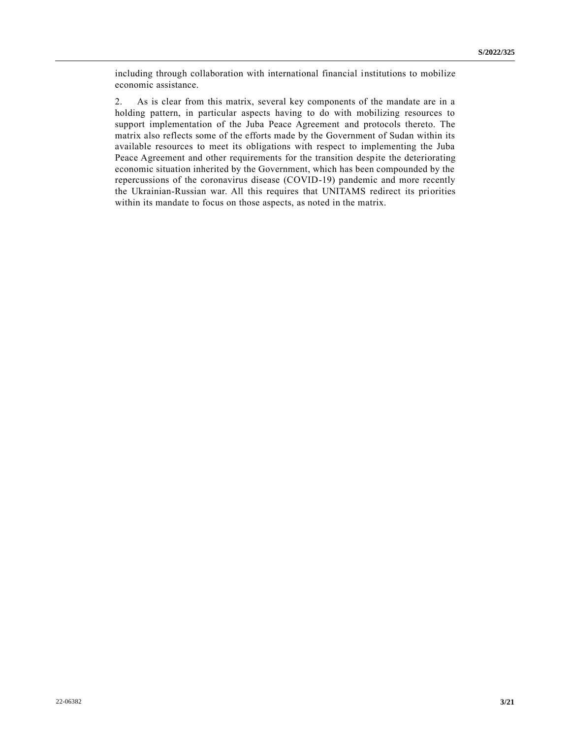including through collaboration with international financial institutions to mobilize economic assistance.

2. As is clear from this matrix, several key components of the mandate are in a holding pattern, in particular aspects having to do with mobilizing resources to support implementation of the Juba Peace Agreement and protocols thereto. The matrix also reflects some of the efforts made by the Government of Sudan within its available resources to meet its obligations with respect to implementing the Juba Peace Agreement and other requirements for the transition despite the deteriorating economic situation inherited by the Government, which has been compounded by the repercussions of the coronavirus disease (COVID-19) pandemic and more recently the Ukrainian-Russian war. All this requires that UNITAMS redirect its priorities within its mandate to focus on those aspects, as noted in the matrix.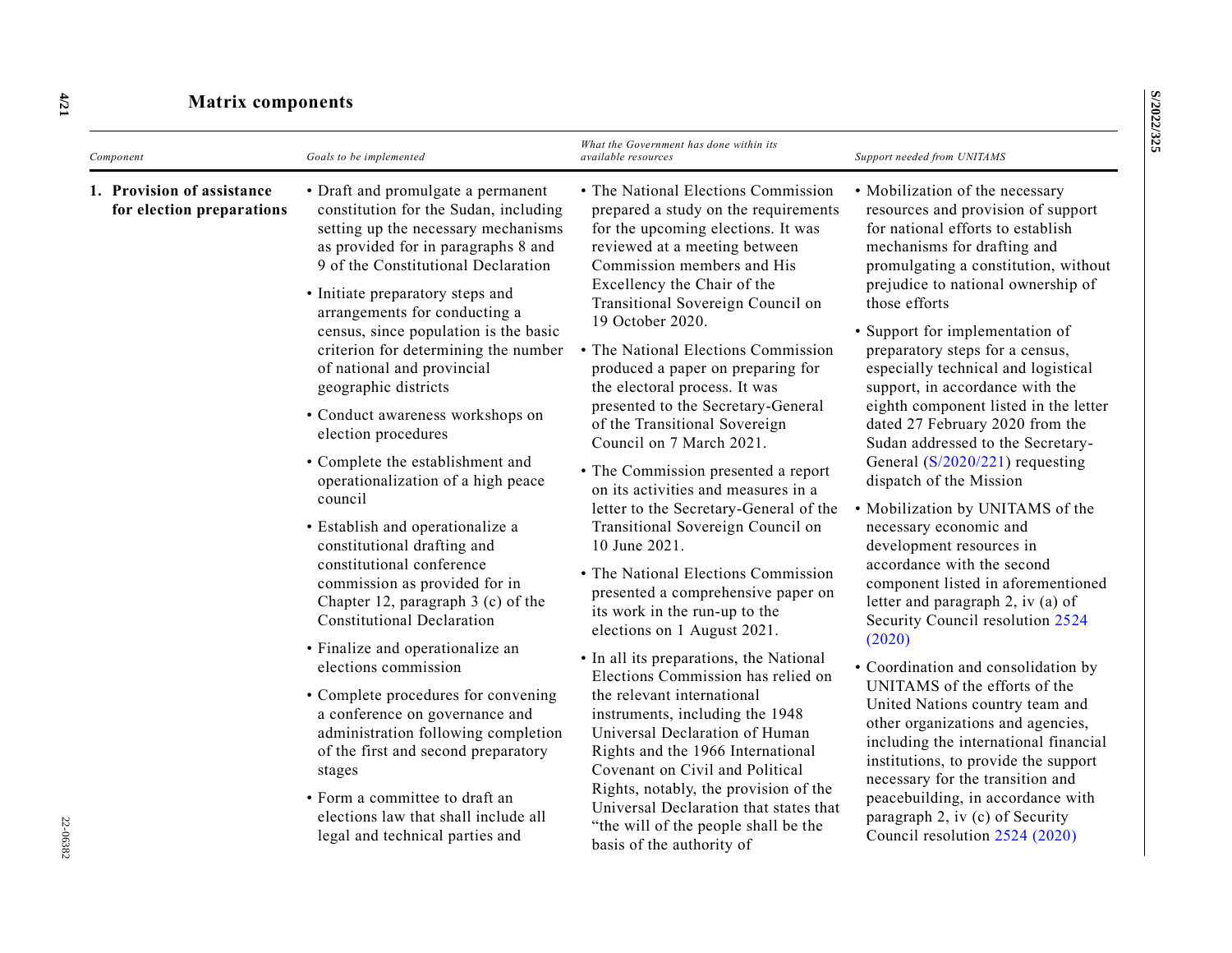## Matrix components

| *Component* | *Goals to be implemented* | *What the Government has done within its available resources* | *Support needed from UNITAMS* |
|---|---|---|---|
| **1. Provision of assistance for election preparations** | • Draft and promulgate a permanent constitution for the Sudan, including setting up the necessary mechanisms as provided for in paragraphs 8 and 9 of the Constitutional Declaration<br>• Initiate preparatory steps and arrangements for conducting a census, since population is the basic criterion for determining the number of national and provincial geographic districts<br>• Conduct awareness workshops on election procedures<br>• Complete the establishment and operationalization of a high peace council<br>• Establish and operationalize a constitutional drafting and constitutional conference commission as provided for in Chapter 12, paragraph 3 (c) of the Constitutional Declaration<br>• Finalize and operationalize an elections commission<br>• Complete procedures for convening a conference on governance and administration following completion of the first and second preparatory stages<br>• Form a committee to draft an elections law that shall include all legal and technical parties and | • The National Elections Commission prepared a study on the requirements for the upcoming elections. It was reviewed at a meeting between Commission members and His Excellency the Chair of the Transitional Sovereign Council on 19 October 2020.<br>• The National Elections Commission produced a paper on preparing for the electoral process. It was presented to the Secretary-General of the Transitional Sovereign Council on 7 March 2021.<br>• The Commission presented a report on its activities and measures in a letter to the Secretary-General of the Transitional Sovereign Council on 10 June 2021.<br>• The National Elections Commission presented a comprehensive paper on its work in the run-up to the elections on 1 August 2021.<br>• In all its preparations, the National Elections Commission has relied on the relevant international instruments, including the 1948 Universal Declaration of Human Rights and the 1966 International Covenant on Civil and Political Rights, notably, the provision of the Universal Declaration that states that "the will of the people shall be the basis of the authority of | • Mobilization of the necessary resources and provision of support for national efforts to establish mechanisms for drafting and promulgating a constitution, without prejudice to national ownership of those efforts<br>• Support for implementation of preparatory steps for a census, especially technical and logistical support, in accordance with the eighth component listed in the letter dated 27 February 2020 from the Sudan addressed to the Secretary-General (S/2020/221) requesting dispatch of the Mission<br>• Mobilization by UNITAMS of the necessary economic and development resources in accordance with the second component listed in aforementioned letter and paragraph 2, iv (a) of Security Council resolution 2524 (2020)<br>• Coordination and consolidation by UNITAMS of the efforts of the United Nations country team and other organizations and agencies, including the international financial institutions, to provide the support necessary for the transition and peacebuilding, in accordance with paragraph 2, iv (c) of Security Council resolution 2524 (2020) |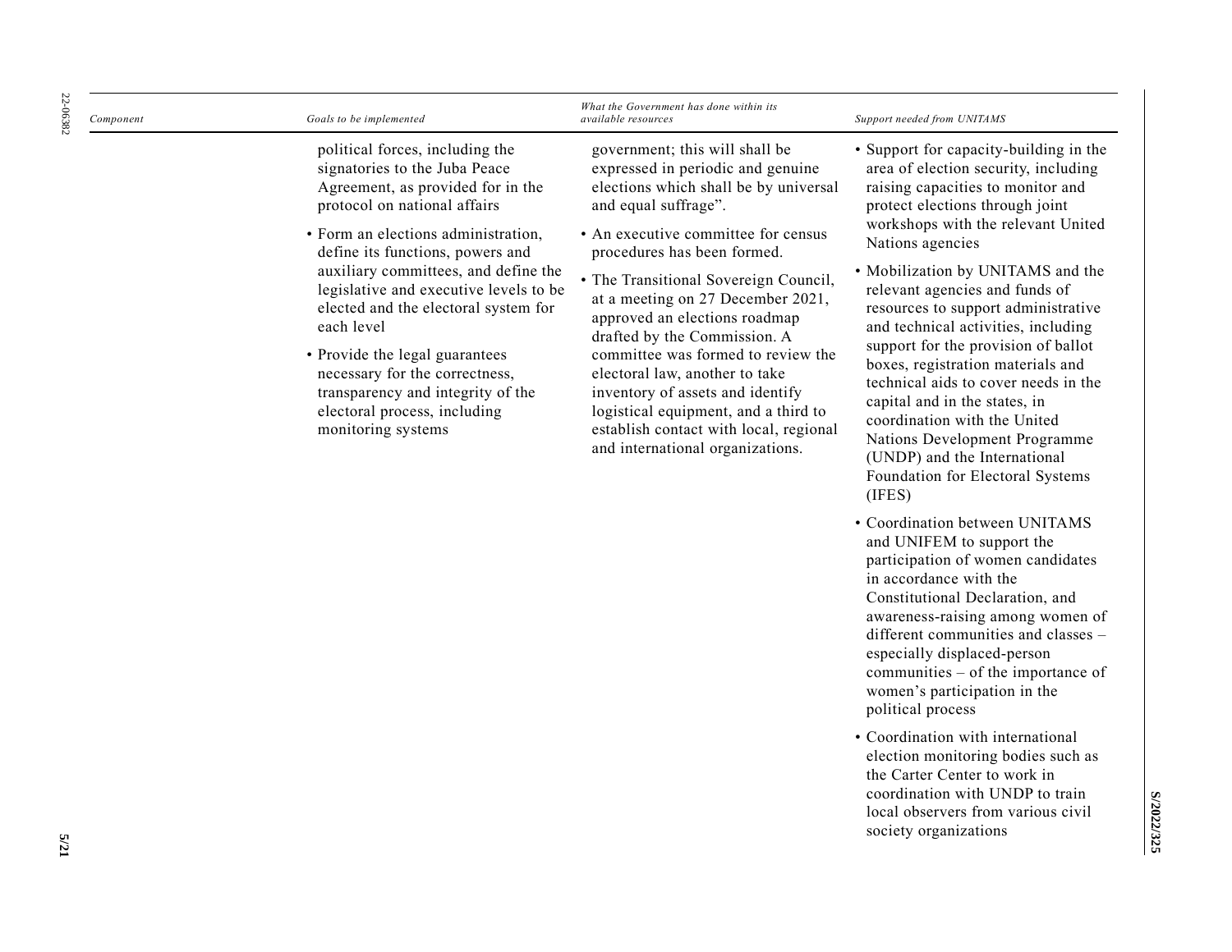| Component | Goals to be implemented | What the Government has done within its available resources | Support needed from UNITAMS |
|---|---|---|---|
| | political forces, including the signatories to the Juba Peace Agreement, as provided for in the protocol on national affairs<br>• Form an elections administration, define its functions, powers and auxiliary committees, and define the legislative and executive levels to be elected and the electoral system for each level<br>• Provide the legal guarantees necessary for the correctness, transparency and integrity of the electoral process, including monitoring systems | government; this will shall be expressed in periodic and genuine elections which shall be by universal and equal suffrage".<br>• An executive committee for census procedures has been formed.<br>• The Transitional Sovereign Council, at a meeting on 27 December 2021, approved an elections roadmap drafted by the Commission. A committee was formed to review the electoral law, another to take inventory of assets and identify logistical equipment, and a third to establish contact with local, regional and international organizations. | • Support for capacity-building in the area of election security, including raising capacities to monitor and protect elections through joint workshops with the relevant United Nations agencies<br>• Mobilization by UNITAMS and the relevant agencies and funds of resources to support administrative and technical activities, including support for the provision of ballot boxes, registration materials and technical aids to cover needs in the capital and in the states, in coordination with the United Nations Development Programme (UNDP) and the International Foundation for Electoral Systems (IFES)<br>• Coordination between UNITAMS and UNIFEM to support the participation of women candidates in accordance with the Constitutional Declaration, and awareness-raising among women of different communities and classes – especially displaced-person communities – of the importance of women's participation in the political process<br>• Coordination with international election monitoring bodies such as the Carter Center to work in coordination with UNDP to train local observers from various civil society organizations |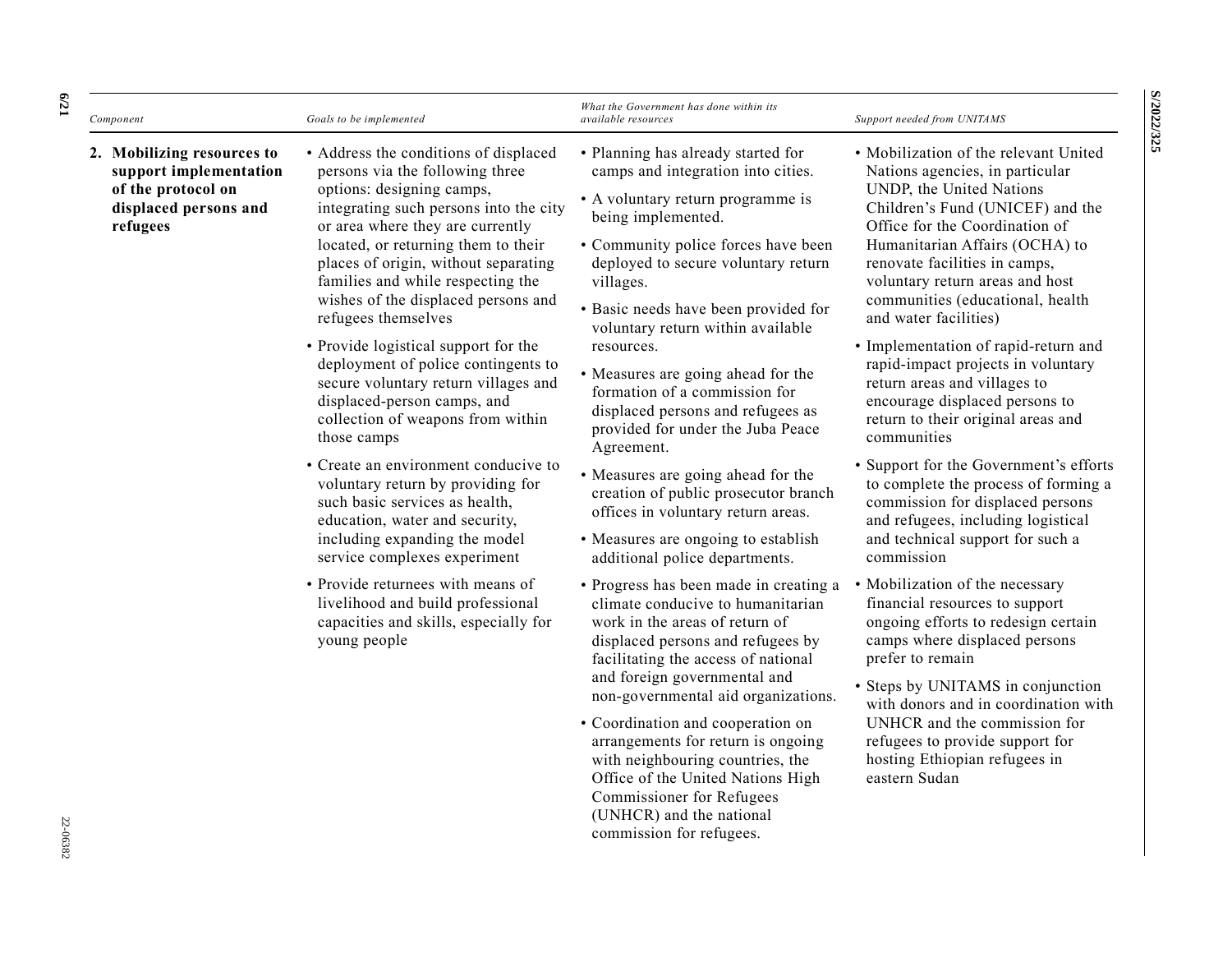| Component | Goals to be implemented | What the Government has done within its available resources | Support needed from UNITAMS |
|---|---|---|---|
| **2. Mobilizing resources to support implementation of the protocol on displaced persons and refugees** | • Address the conditions of displaced persons via the following three options: designing camps, integrating such persons into the city or area where they are currently located, or returning them to their places of origin, without separating families and while respecting the wishes of the displaced persons and refugees themselves<br>• Provide logistical support for the deployment of police contingents to secure voluntary return villages and displaced-person camps, and collection of weapons from within those camps<br>• Create an environment conducive to voluntary return by providing for such basic services as health, education, water and security, including expanding the model service complexes experiment<br>• Provide returnees with means of livelihood and build professional capacities and skills, especially for young people | • Planning has already started for camps and integration into cities.<br>• A voluntary return programme is being implemented.<br>• Community police forces have been deployed to secure voluntary return villages.<br>• Basic needs have been provided for voluntary return within available resources.<br>• Measures are going ahead for the formation of a commission for displaced persons and refugees as provided for under the Juba Peace Agreement.<br>• Measures are going ahead for the creation of public prosecutor branch offices in voluntary return areas.<br>• Measures are ongoing to establish additional police departments.<br>• Progress has been made in creating a climate conducive to humanitarian work in the areas of return of displaced persons and refugees by facilitating the access of national and foreign governmental and non-governmental aid organizations.<br>• Coordination and cooperation on arrangements for return is ongoing with neighbouring countries, the Office of the United Nations High Commissioner for Refugees (UNHCR) and the national commission for refugees. | • Mobilization of the relevant United Nations agencies, in particular UNDP, the United Nations Children's Fund (UNICEF) and the Office for the Coordination of Humanitarian Affairs (OCHA) to renovate facilities in camps, voluntary return areas and host communities (educational, health and water facilities)<br>• Implementation of rapid-return and rapid-impact projects in voluntary return areas and villages to encourage displaced persons to return to their original areas and communities<br>• Support for the Government's efforts to complete the process of forming a commission for displaced persons and refugees, including logistical and technical support for such a commission<br>• Mobilization of the necessary financial resources to support ongoing efforts to redesign certain camps where displaced persons prefer to remain<br>• Steps by UNITAMS in conjunction with donors and in coordination with UNHCR and the commission for refugees to provide support for hosting Ethiopian refugees in eastern Sudan |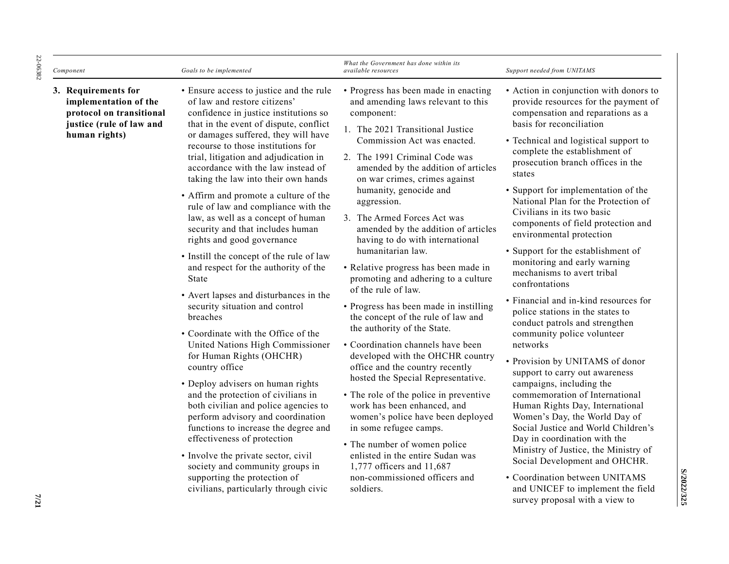| Component | Goals to be implemented | What the Government has done within its available resources | Support needed from UNITAMS |
|---|---|---|---|
| **3. Requirements for implementation of the protocol on transitional justice (rule of law and human rights)** | • Ensure access to justice and the rule of law and restore citizens' confidence in justice institutions so that in the event of dispute, conflict or damages suffered, they will have recourse to those institutions for trial, litigation and adjudication in accordance with the law instead of taking the law into their own hands<br>• Affirm and promote a culture of the rule of law and compliance with the law, as well as a concept of human security and that includes human rights and good governance<br>• Instill the concept of the rule of law and respect for the authority of the State<br>• Avert lapses and disturbances in the security situation and control breaches<br>• Coordinate with the Office of the United Nations High Commissioner for Human Rights (OHCHR) country office<br>• Deploy advisers on human rights and the protection of civilians in both civilian and police agencies to perform advisory and coordination functions to increase the degree and effectiveness of protection<br>• Involve the private sector, civil society and community groups in supporting the protection of civilians, particularly through civic | • Progress has been made in enacting and amending laws relevant to this component:<br>1. The 2021 Transitional Justice Commission Act was enacted.<br>2. The 1991 Criminal Code was amended by the addition of articles on war crimes, crimes against humanity, genocide and aggression.<br>3. The Armed Forces Act was amended by the addition of articles having to do with international humanitarian law.<br>• Relative progress has been made in promoting and adhering to a culture of the rule of law.<br>• Progress has been made in instilling the concept of the rule of law and the authority of the State.<br>• Coordination channels have been developed with the OHCHR country office and the country recently hosted the Special Representative.<br>• The role of the police in preventive work has been enhanced, and women's police have been deployed in some refugee camps.<br>• The number of women police enlisted in the entire Sudan was 1,777 officers and 11,687 non-commissioned officers and soldiers. | • Action in conjunction with donors to provide resources for the payment of compensation and reparations as a basis for reconciliation<br>• Technical and logistical support to complete the establishment of prosecution branch offices in the states<br>• Support for implementation of the National Plan for the Protection of Civilians in its two basic components of field protection and environmental protection<br>• Support for the establishment of monitoring and early warning mechanisms to avert tribal confrontations<br>• Financial and in-kind resources for police stations in the states to conduct patrols and strengthen community police volunteer networks<br>• Provision by UNITAMS of donor support to carry out awareness campaigns, including the commemoration of International Human Rights Day, International Women's Day, the World Day of Social Justice and World Children's Day in coordination with the Ministry of Justice, the Ministry of Social Development and OHCHR.<br>• Coordination between UNITAMS and UNICEF to implement the field survey proposal with a view to |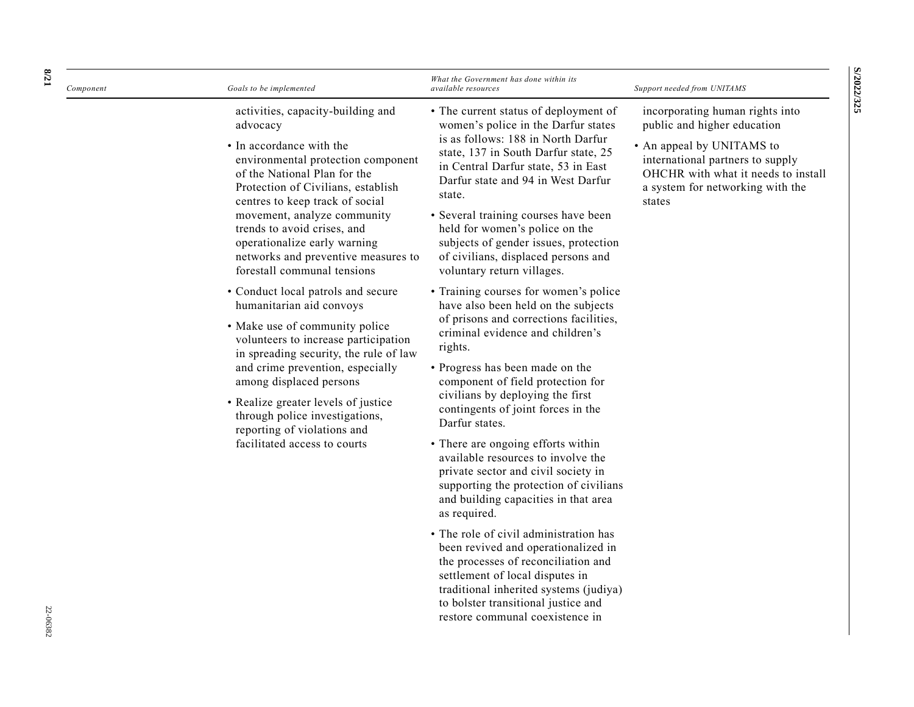| Component | Goals to be implemented | What the Government has done within its available resources | Support needed from UNITAMS |
| --- | --- | --- | --- |
| | activities, capacity-building and advocacy<br>• In accordance with the environmental protection component of the National Plan for the Protection of Civilians, establish centres to keep track of social movement, analyze community trends to avoid crises, and operationalize early warning networks and preventive measures to forestall communal tensions<br>• Conduct local patrols and secure humanitarian aid convoys<br>• Make use of community police volunteers to increase participation in spreading security, the rule of law and crime prevention, especially among displaced persons<br>• Realize greater levels of justice through police investigations, reporting of violations and facilitated access to courts | • The current status of deployment of women's police in the Darfur states is as follows: 188 in North Darfur state, 137 in South Darfur state, 25 in Central Darfur state, 53 in East Darfur state and 94 in West Darfur state.<br>• Several training courses have been held for women's police on the subjects of gender issues, protection of civilians, displaced persons and voluntary return villages.<br>• Training courses for women's police have also been held on the subjects of prisons and corrections facilities, criminal evidence and children's rights.<br>• Progress has been made on the component of field protection for civilians by deploying the first contingents of joint forces in the Darfur states.<br>• There are ongoing efforts within available resources to involve the private sector and civil society in supporting the protection of civilians and building capacities in that area as required.<br>• The role of civil administration has been revived and operationalized in the processes of reconciliation and settlement of local disputes in traditional inherited systems (judiya) to bolster transitional justice and restore communal coexistence in | incorporating human rights into public and higher education<br>• An appeal by UNITAMS to international partners to supply OHCHR with what it needs to install a system for networking with the states |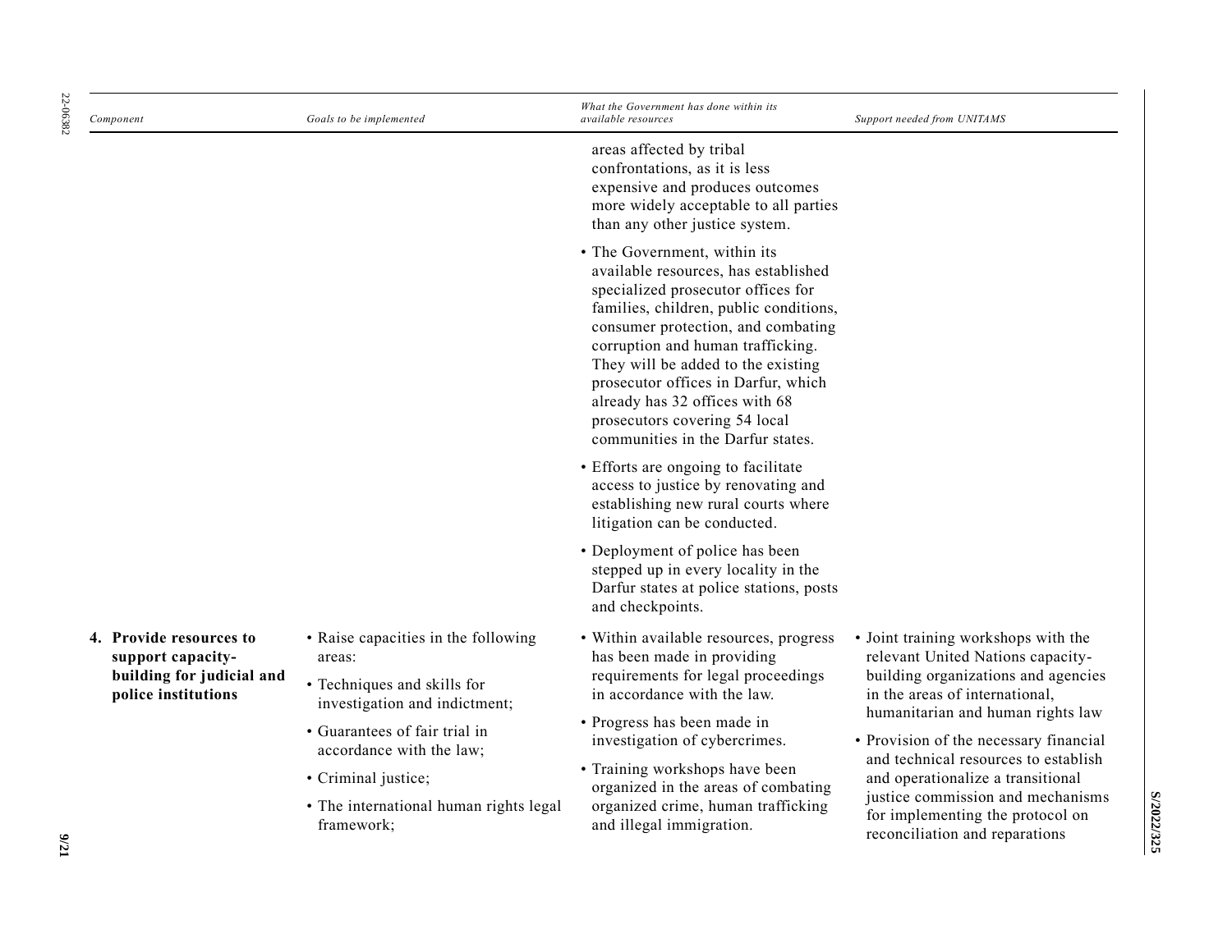| Component | Goals to be implemented | What the Government has done within its available resources | Support needed from UNITAMS |
|---|---|---|---|
| | | areas affected by tribal confrontations, as it is less expensive and produces outcomes more widely acceptable to all parties than any other justice system.<br>• The Government, within its available resources, has established specialized prosecutor offices for families, children, public conditions, consumer protection, and combating corruption and human trafficking. They will be added to the existing prosecutor offices in Darfur, which already has 32 offices with 68 prosecutors covering 54 local communities in the Darfur states.<br>• Efforts are ongoing to facilitate access to justice by renovating and establishing new rural courts where litigation can be conducted.<br>• Deployment of police has been stepped up in every locality in the Darfur states at police stations, posts and checkpoints. | |
| **4. Provide resources to support capacity-building for judicial and police institutions** | • Raise capacities in the following areas:<br>• Techniques and skills for investigation and indictment;<br>• Guarantees of fair trial in accordance with the law;<br>• Criminal justice;<br>• The international human rights legal framework; | • Within available resources, progress has been made in providing requirements for legal proceedings in accordance with the law.<br>• Progress has been made in investigation of cybercrimes.<br>• Training workshops have been organized in the areas of combating organized crime, human trafficking and illegal immigration. | • Joint training workshops with the relevant United Nations capacity-building organizations and agencies in the areas of international, humanitarian and human rights law<br>• Provision of the necessary financial and technical resources to establish and operationalize a transitional justice commission and mechanisms for implementing the protocol on reconciliation and reparations |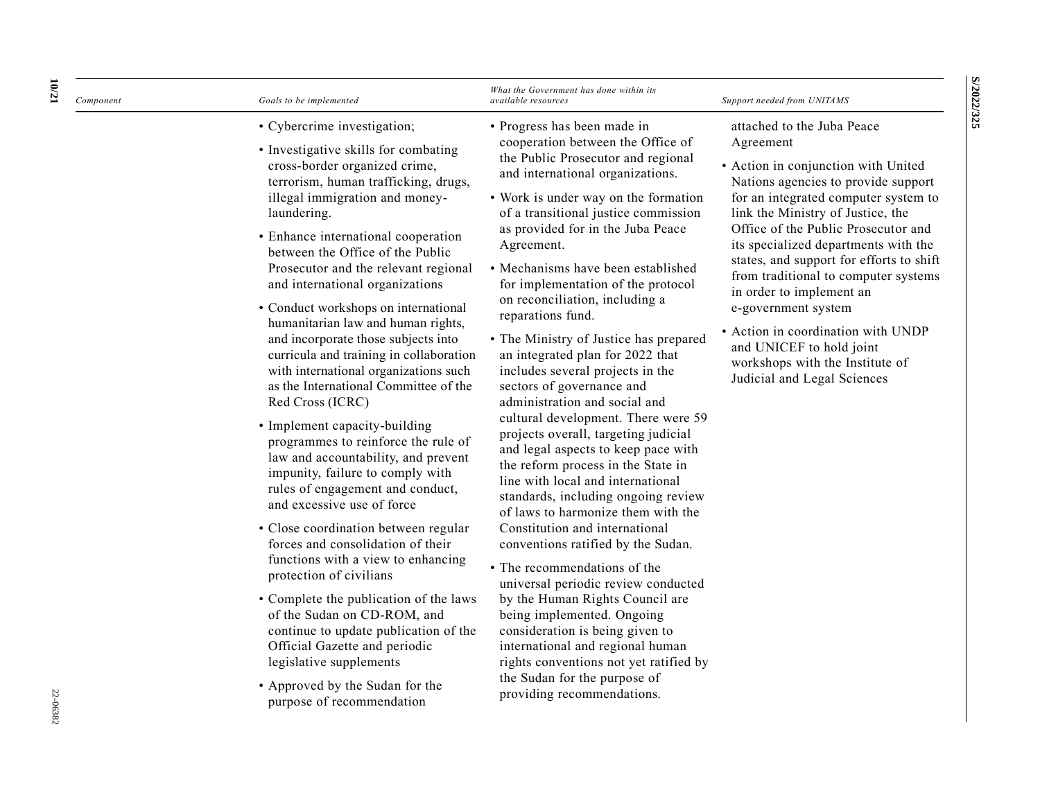| Component | Goals to be implemented | What the Government has done within its available resources | Support needed from UNITAMS |
|---|---|---|---|
| | • Cybercrime investigation;<br>• Investigative skills for combating cross-border organized crime, terrorism, human trafficking, drugs, illegal immigration and money-laundering.<br>• Enhance international cooperation between the Office of the Public Prosecutor and the relevant regional and international organizations<br>• Conduct workshops on international humanitarian law and human rights, and incorporate those subjects into curricula and training in collaboration with international organizations such as the International Committee of the Red Cross (ICRC)<br>• Implement capacity-building programmes to reinforce the rule of law and accountability, and prevent impunity, failure to comply with rules of engagement and conduct, and excessive use of force<br>• Close coordination between regular forces and consolidation of their functions with a view to enhancing protection of civilians<br>• Complete the publication of the laws of the Sudan on CD-ROM, and continue to update publication of the Official Gazette and periodic legislative supplements<br>• Approved by the Sudan for the purpose of recommendation | • Progress has been made in cooperation between the Office of the Public Prosecutor and regional and international organizations.<br>• Work is under way on the formation of a transitional justice commission as provided for in the Juba Peace Agreement.<br>• Mechanisms have been established for implementation of the protocol on reconciliation, including a reparations fund.<br>• The Ministry of Justice has prepared an integrated plan for 2022 that includes several projects in the sectors of governance and administration and social and cultural development. There were 59 projects overall, targeting judicial and legal aspects to keep pace with the reform process in the State in line with local and international standards, including ongoing review of laws to harmonize them with the Constitution and international conventions ratified by the Sudan.<br>• The recommendations of the universal periodic review conducted by the Human Rights Council are being implemented. Ongoing consideration is being given to international and regional human rights conventions not yet ratified by the Sudan for the purpose of providing recommendations. | attached to the Juba Peace Agreement<br>• Action in conjunction with United Nations agencies to provide support for an integrated computer system to link the Ministry of Justice, the Office of the Public Prosecutor and its specialized departments with the states, and support for efforts to shift from traditional to computer systems in order to implement an e-government system<br>• Action in coordination with UNDP and UNICEF to hold joint workshops with the Institute of Judicial and Legal Sciences |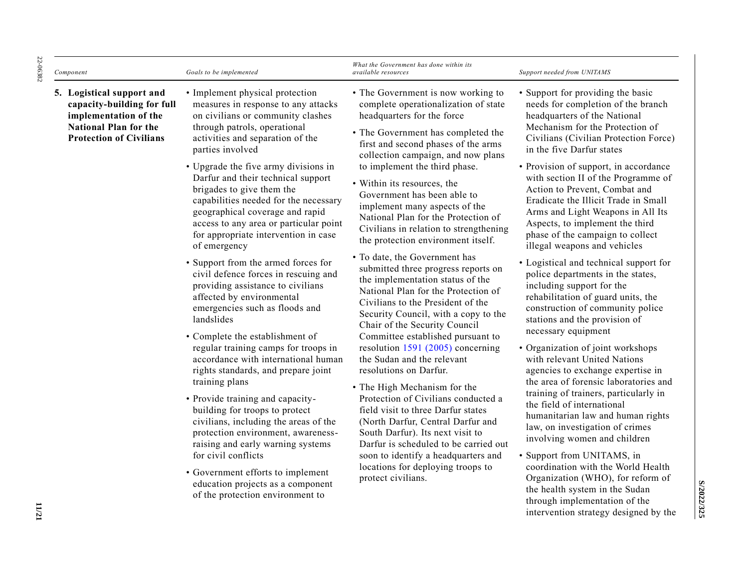| Component | Goals to be implemented | What the Government has done within its available resources | Support needed from UNITAMS |
|---|---|---|---|
| **5. Logistical support and capacity-building for full implementation of the National Plan for the Protection of Civilians** | • Implement physical protection measures in response to any attacks on civilians or community clashes through patrols, operational activities and separation of the parties involved<br>• Upgrade the five army divisions in Darfur and their technical support brigades to give them the capabilities needed for the necessary geographical coverage and rapid access to any area or particular point for appropriate intervention in case of emergency<br>• Support from the armed forces for civil defence forces in rescuing and providing assistance to civilians affected by environmental emergencies such as floods and landslides<br>• Complete the establishment of regular training camps for troops in accordance with international human rights standards, and prepare joint training plans<br>• Provide training and capacity-building for troops to protect civilians, including the areas of the protection environment, awareness-raising and early warning systems for civil conflicts<br>• Government efforts to implement education projects as a component of the protection environment to | • The Government is now working to complete operationalization of state headquarters for the force<br>• The Government has completed the first and second phases of the arms collection campaign, and now plans to implement the third phase.<br>• Within its resources, the Government has been able to implement many aspects of the National Plan for the Protection of Civilians in relation to strengthening the protection environment itself.<br>• To date, the Government has submitted three progress reports on the implementation status of the National Plan for the Protection of Civilians to the President of the Security Council, with a copy to the Chair of the Security Council Committee established pursuant to resolution 1591 (2005) concerning the Sudan and the relevant resolutions on Darfur.<br>• The High Mechanism for the Protection of Civilians conducted a field visit to three Darfur states (North Darfur, Central Darfur and South Darfur). Its next visit to Darfur is scheduled to be carried out soon to identify a headquarters and locations for deploying troops to protect civilians. | • Support for providing the basic needs for completion of the branch headquarters of the National Mechanism for the Protection of Civilians (Civilian Protection Force) in the five Darfur states<br>• Provision of support, in accordance with section II of the Programme of Action to Prevent, Combat and Eradicate the Illicit Trade in Small Arms and Light Weapons in All Its Aspects, to implement the third phase of the campaign to collect illegal weapons and vehicles<br>• Logistical and technical support for police departments in the states, including support for the rehabilitation of guard units, the construction of community police stations and the provision of necessary equipment<br>• Organization of joint workshops with relevant United Nations agencies to exchange expertise in the area of forensic laboratories and training of trainers, particularly in the field of international humanitarian law and human rights law, on investigation of crimes involving women and children<br>• Support from UNITAMS, in coordination with the World Health Organization (WHO), for reform of the health system in the Sudan through implementation of the intervention strategy designed by the |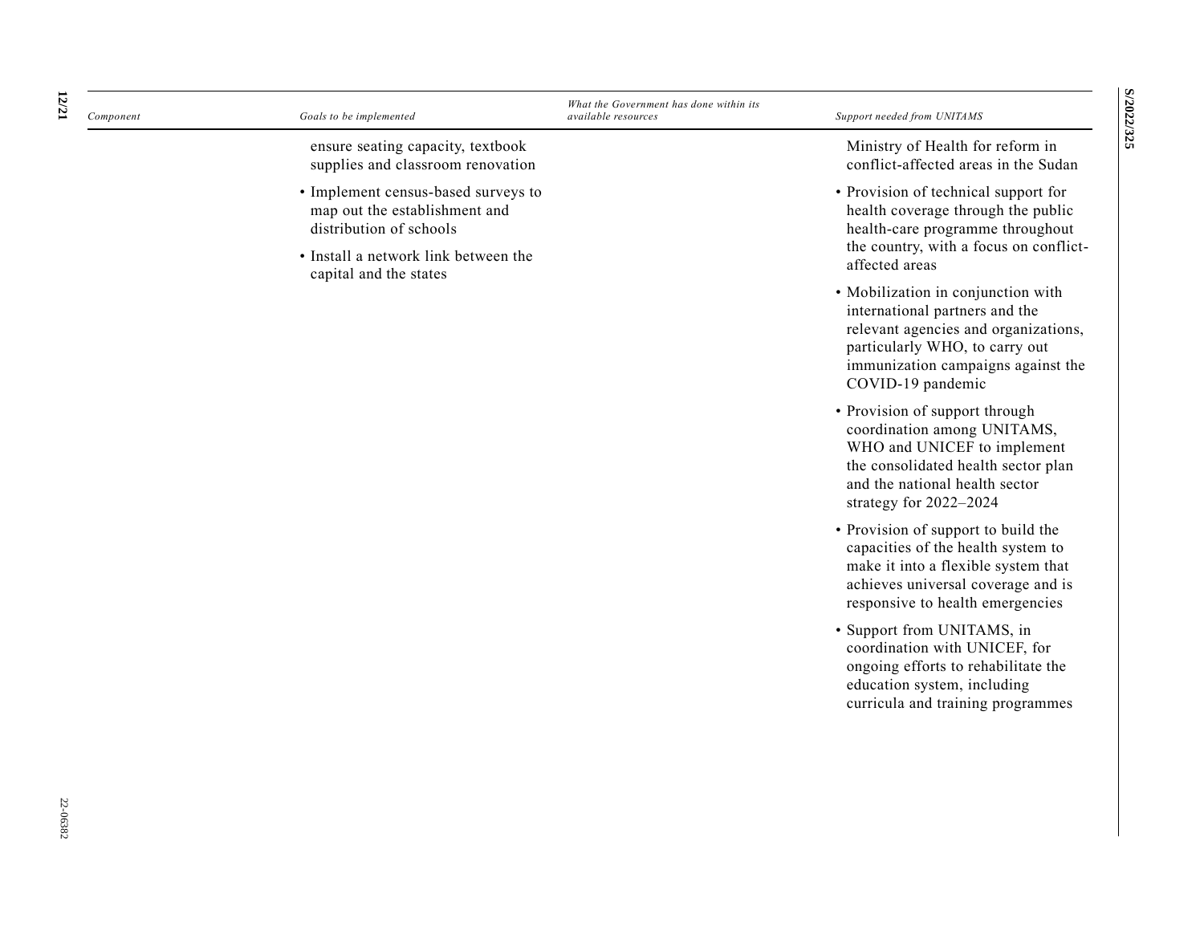| Component | Goals to be implemented | What the Government has done within its available resources | Support needed from UNITAMS |
| --- | --- | --- | --- |
| | ensure seating capacity, textbook supplies and classroom renovation<br>• Implement census-based surveys to map out the establishment and distribution of schools<br>• Install a network link between the capital and the states | | Ministry of Health for reform in conflict-affected areas in the Sudan<br>• Provision of technical support for health coverage through the public health-care programme throughout the country, with a focus on conflict-affected areas<br>• Mobilization in conjunction with international partners and the relevant agencies and organizations, particularly WHO, to carry out immunization campaigns against the COVID-19 pandemic<br>• Provision of support through coordination among UNITAMS, WHO and UNICEF to implement the consolidated health sector plan and the national health sector strategy for 2022–2024<br>• Provision of support to build the capacities of the health system to make it into a flexible system that achieves universal coverage and is responsive to health emergencies<br>• Support from UNITAMS, in coordination with UNICEF, for ongoing efforts to rehabilitate the education system, including curricula and training programmes |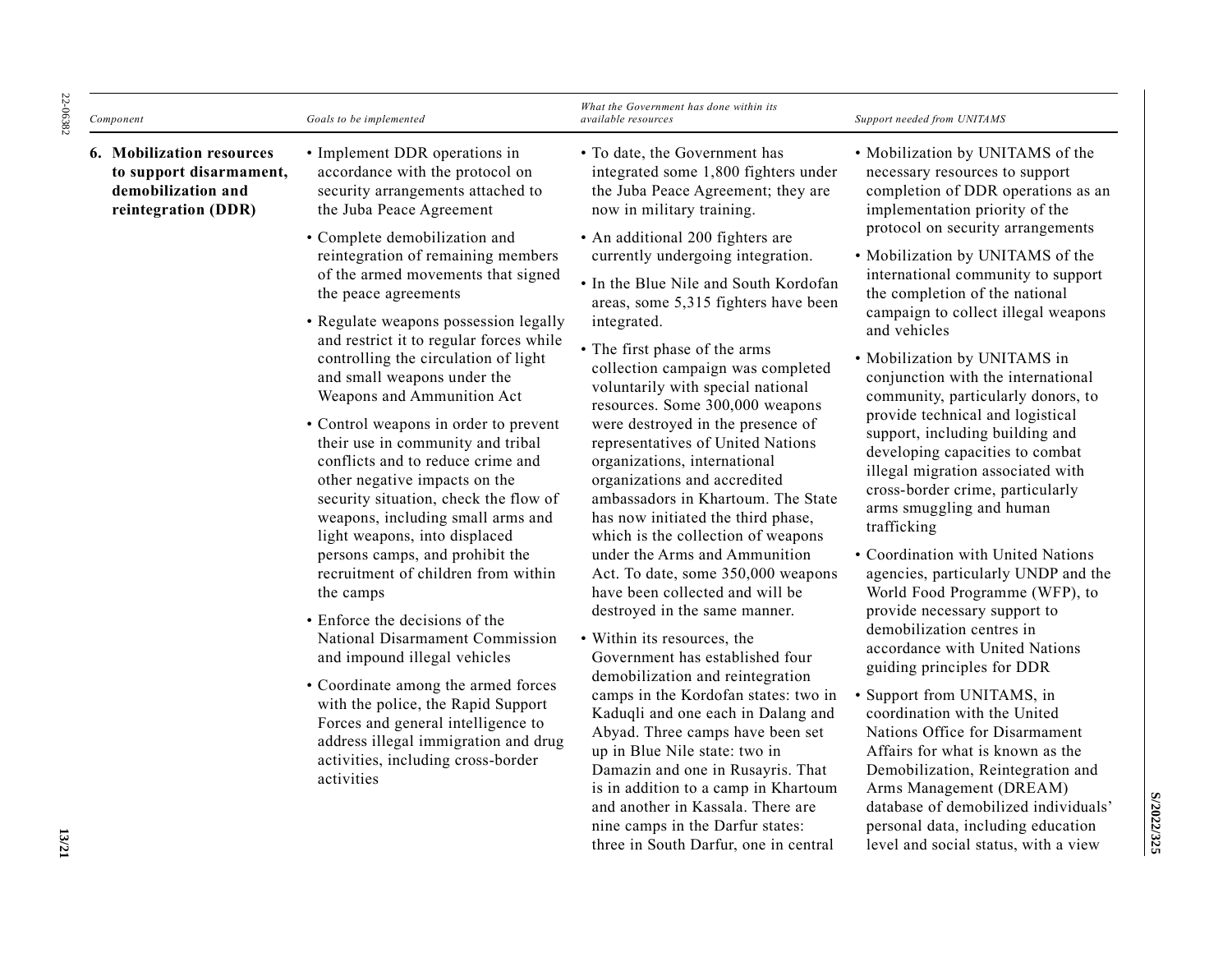| Component | Goals to be implemented | What the Government has done within its available resources | Support needed from UNITAMS |
|---|---|---|---|
| **6. Mobilization resources to support disarmament, demobilization and reintegration (DDR)** | • Implement DDR operations in accordance with the protocol on security arrangements attached to the Juba Peace Agreement<br>• Complete demobilization and reintegration of remaining members of the armed movements that signed the peace agreements<br>• Regulate weapons possession legally and restrict it to regular forces while controlling the circulation of light and small weapons under the Weapons and Ammunition Act<br>• Control weapons in order to prevent their use in community and tribal conflicts and to reduce crime and other negative impacts on the security situation, check the flow of weapons, including small arms and light weapons, into displaced persons camps, and prohibit the recruitment of children from within the camps<br>• Enforce the decisions of the National Disarmament Commission and impound illegal vehicles<br>• Coordinate among the armed forces with the police, the Rapid Support Forces and general intelligence to address illegal immigration and drug activities, including cross-border activities | • To date, the Government has integrated some 1,800 fighters under the Juba Peace Agreement; they are now in military training.<br>• An additional 200 fighters are currently undergoing integration.<br>• In the Blue Nile and South Kordofan areas, some 5,315 fighters have been integrated.<br>• The first phase of the arms collection campaign was completed voluntarily with special national resources. Some 300,000 weapons were destroyed in the presence of representatives of United Nations organizations, international organizations and accredited ambassadors in Khartoum. The State has now initiated the third phase, which is the collection of weapons under the Arms and Ammunition Act. To date, some 350,000 weapons have been collected and will be destroyed in the same manner.<br>• Within its resources, the Government has established four demobilization and reintegration camps in the Kordofan states: two in Kaduqli and one each in Dalang and Abyad. Three camps have been set up in Blue Nile state: two in Damazin and one in Rusayris. That is in addition to a camp in Khartoum and another in Kassala. There are nine camps in the Darfur states: three in South Darfur, one in central | • Mobilization by UNITAMS of the necessary resources to support completion of DDR operations as an implementation priority of the protocol on security arrangements<br>• Mobilization by UNITAMS of the international community to support the completion of the national campaign to collect illegal weapons and vehicles<br>• Mobilization by UNITAMS in conjunction with the international community, particularly donors, to provide technical and logistical support, including building and developing capacities to combat illegal migration associated with cross-border crime, particularly arms smuggling and human trafficking<br>• Coordination with United Nations agencies, particularly UNDP and the World Food Programme (WFP), to provide necessary support to demobilization centres in accordance with United Nations guiding principles for DDR<br>• Support from UNITAMS, in coordination with the United Nations Office for Disarmament Affairs for what is known as the Demobilization, Reintegration and Arms Management (DREAM) database of demobilized individuals' personal data, including education level and social status, with a view |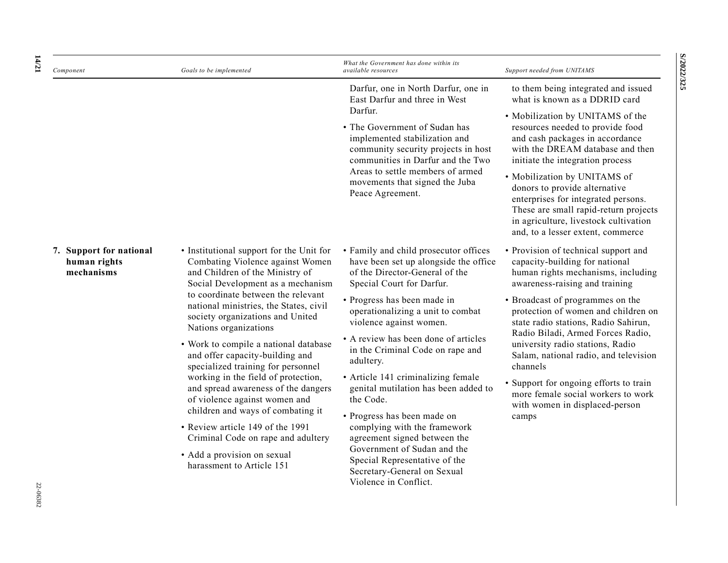| Component | Goals to be implemented | What the Government has done within its available resources | Support needed from UNITAMS |
|---|---|---|---|
| | | Darfur, one in North Darfur, one in East Darfur and three in West Darfur.<br>• The Government of Sudan has implemented stabilization and community security projects in host communities in Darfur and the Two Areas to settle members of armed movements that signed the Juba Peace Agreement. | to them being integrated and issued what is known as a DDRID card<br>• Mobilization by UNITAMS of the resources needed to provide food and cash packages in accordance with the DREAM database and then initiate the integration process<br>• Mobilization by UNITAMS of donors to provide alternative enterprises for integrated persons. These are small rapid-return projects in agriculture, livestock cultivation and, to a lesser extent, commerce |
| **7. Support for national human rights mechanisms** | • Institutional support for the Unit for Combating Violence against Women and Children of the Ministry of Social Development as a mechanism to coordinate between the relevant national ministries, the States, civil society organizations and United Nations organizations<br>• Work to compile a national database and offer capacity-building and specialized training for personnel working in the field of protection, and spread awareness of the dangers of violence against women and children and ways of combating it<br>• Review article 149 of the 1991 Criminal Code on rape and adultery<br>• Add a provision on sexual harassment to Article 151 | • Family and child prosecutor offices have been set up alongside the office of the Director-General of the Special Court for Darfur.<br>• Progress has been made in operationalizing a unit to combat violence against women.<br>• A review has been done of articles in the Criminal Code on rape and adultery.<br>• Article 141 criminalizing female genital mutilation has been added to the Code.<br>• Progress has been made on complying with the framework agreement signed between the Government of Sudan and the Special Representative of the Secretary-General on Sexual Violence in Conflict. | • Provision of technical support and capacity-building for national human rights mechanisms, including awareness-raising and training<br>• Broadcast of programmes on the protection of women and children on state radio stations, Radio Sahirun, Radio Biladi, Armed Forces Radio, university radio stations, Radio Salam, national radio, and television channels<br>• Support for ongoing efforts to train more female social workers to work with women in displaced-person camps |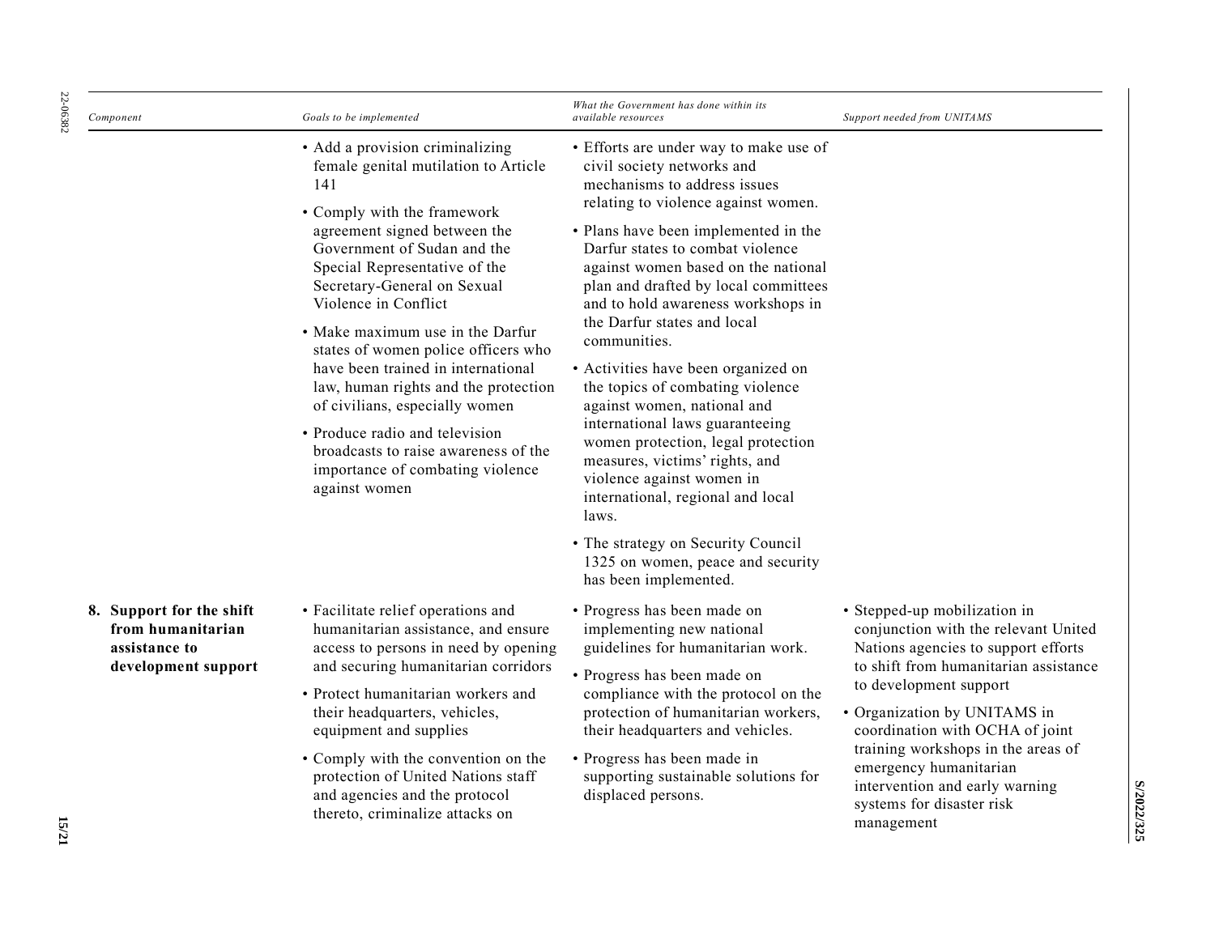| Component | Goals to be implemented | What the Government has done within its available resources | Support needed from UNITAMS |
|---|---|---|---|
| | • Add a provision criminalizing female genital mutilation to Article 141<br>• Comply with the framework agreement signed between the Government of Sudan and the Special Representative of the Secretary-General on Sexual Violence in Conflict<br>• Make maximum use in the Darfur states of women police officers who have been trained in international law, human rights and the protection of civilians, especially women<br>• Produce radio and television broadcasts to raise awareness of the importance of combating violence against women | • Efforts are under way to make use of civil society networks and mechanisms to address issues relating to violence against women.<br>• Plans have been implemented in the Darfur states to combat violence against women based on the national plan and drafted by local committees and to hold awareness workshops in the Darfur states and local communities.<br>• Activities have been organized on the topics of combating violence against women, national and international laws guaranteeing women protection, legal protection measures, victims' rights, and violence against women in international, regional and local laws.<br>• The strategy on Security Council 1325 on women, peace and security has been implemented. | |
| **8. Support for the shift from humanitarian assistance to development support** | • Facilitate relief operations and humanitarian assistance, and ensure access to persons in need by opening and securing humanitarian corridors<br>• Protect humanitarian workers and their headquarters, vehicles, equipment and supplies<br>• Comply with the convention on the protection of United Nations staff and agencies and the protocol thereto, criminalize attacks on | • Progress has been made on implementing new national guidelines for humanitarian work.<br>• Progress has been made on compliance with the protocol on the protection of humanitarian workers, their headquarters and vehicles.<br>• Progress has been made in supporting sustainable solutions for displaced persons. | • Stepped-up mobilization in conjunction with the relevant United Nations agencies to support efforts to shift from humanitarian assistance to development support<br>• Organization by UNITAMS in coordination with OCHA of joint training workshops in the areas of emergency humanitarian intervention and early warning systems for disaster risk management |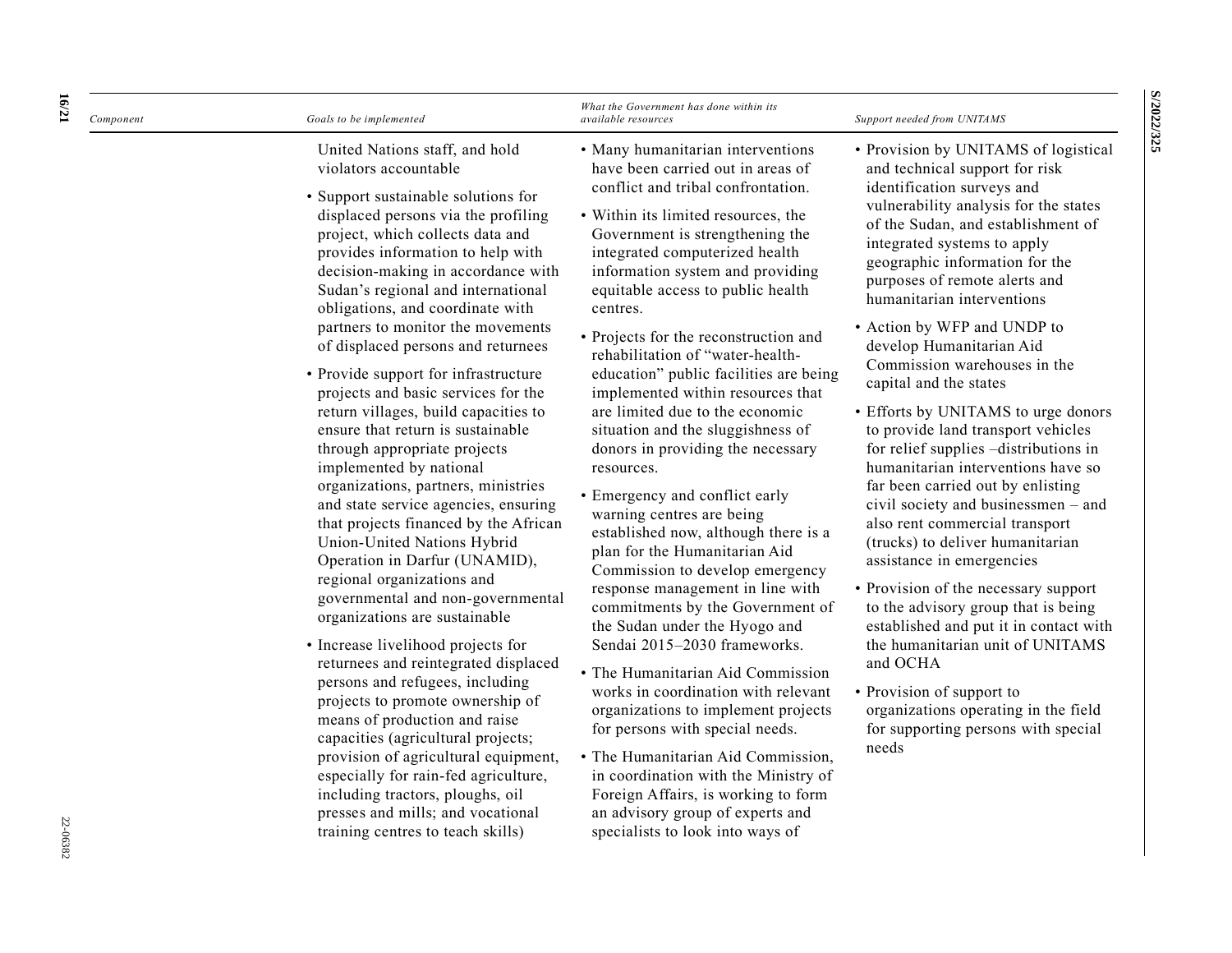| Component | Goals to be implemented | What the Government has done within its available resources | Support needed from UNITAMS |
|---|---|---|---|
| | United Nations staff, and hold violators accountable<br>• Support sustainable solutions for displaced persons via the profiling project, which collects data and provides information to help with decision-making in accordance with Sudan's regional and international obligations, and coordinate with partners to monitor the movements of displaced persons and returnees<br>• Provide support for infrastructure projects and basic services for the return villages, build capacities to ensure that return is sustainable through appropriate projects implemented by national organizations, partners, ministries and state service agencies, ensuring that projects financed by the African Union-United Nations Hybrid Operation in Darfur (UNAMID), regional organizations and governmental and non-governmental organizations are sustainable<br>• Increase livelihood projects for returnees and reintegrated displaced persons and refugees, including projects to promote ownership of means of production and raise capacities (agricultural projects; provision of agricultural equipment, especially for rain-fed agriculture, including tractors, ploughs, oil presses and mills; and vocational training centres to teach skills) | • Many humanitarian interventions have been carried out in areas of conflict and tribal confrontation.<br>• Within its limited resources, the Government is strengthening the integrated computerized health information system and providing equitable access to public health centres.<br>• Projects for the reconstruction and rehabilitation of "water-health-education" public facilities are being implemented within resources that are limited due to the economic situation and the sluggishness of donors in providing the necessary resources.<br>• Emergency and conflict early warning centres are being established now, although there is a plan for the Humanitarian Aid Commission to develop emergency response management in line with commitments by the Government of the Sudan under the Hyogo and Sendai 2015–2030 frameworks.<br>• The Humanitarian Aid Commission works in coordination with relevant organizations to implement projects for persons with special needs.<br>• The Humanitarian Aid Commission, in coordination with the Ministry of Foreign Affairs, is working to form an advisory group of experts and specialists to look into ways of | • Provision by UNITAMS of logistical and technical support for risk identification surveys and vulnerability analysis for the states of the Sudan, and establishment of integrated systems to apply geographic information for the purposes of remote alerts and humanitarian interventions<br>• Action by WFP and UNDP to develop Humanitarian Aid Commission warehouses in the capital and the states<br>• Efforts by UNITAMS to urge donors to provide land transport vehicles for relief supplies –distributions in humanitarian interventions have so far been carried out by enlisting civil society and businessmen – and also rent commercial transport (trucks) to deliver humanitarian assistance in emergencies<br>• Provision of the necessary support to the advisory group that is being established and put it in contact with the humanitarian unit of UNITAMS and OCHA<br>• Provision of support to organizations operating in the field for supporting persons with special needs |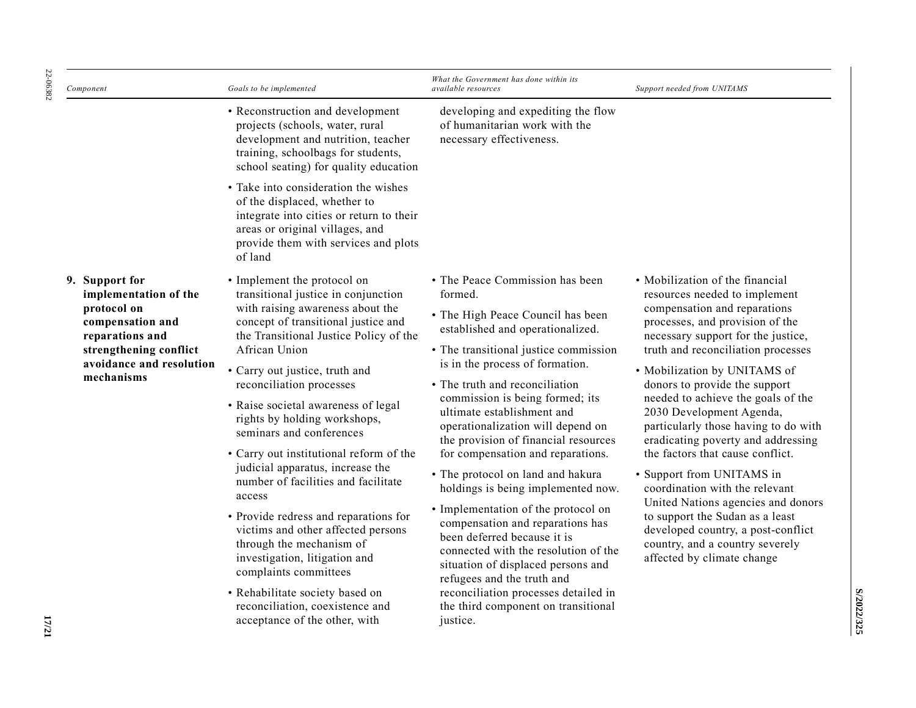| Component | Goals to be implemented | What the Government has done within its available resources | Support needed from UNITAMS |
|---|---|---|---|
| | • Reconstruction and development projects (schools, water, rural development and nutrition, teacher training, schoolbags for students, school seating) for quality education<br>• Take into consideration the wishes of the displaced, whether to integrate into cities or return to their areas or original villages, and provide them with services and plots of land | developing and expediting the flow of humanitarian work with the necessary effectiveness. | |
| **9. Support for implementation of the protocol on compensation and reparations and strengthening conflict avoidance and resolution mechanisms** | • Implement the protocol on transitional justice in conjunction with raising awareness about the concept of transitional justice and the Transitional Justice Policy of the African Union<br>• Carry out justice, truth and reconciliation processes<br>• Raise societal awareness of legal rights by holding workshops, seminars and conferences<br>• Carry out institutional reform of the judicial apparatus, increase the number of facilities and facilitate access<br>• Provide redress and reparations for victims and other affected persons through the mechanism of investigation, litigation and complaints committees<br>• Rehabilitate society based on reconciliation, coexistence and acceptance of the other, with | • The Peace Commission has been formed.<br>• The High Peace Council has been established and operationalized.<br>• The transitional justice commission is in the process of formation.<br>• The truth and reconciliation commission is being formed; its ultimate establishment and operationalization will depend on the provision of financial resources for compensation and reparations.<br>• The protocol on land and hakura holdings is being implemented now.<br>• Implementation of the protocol on compensation and reparations has been deferred because it is connected with the resolution of the situation of displaced persons and refugees and the truth and reconciliation processes detailed in the third component on transitional justice. | • Mobilization of the financial resources needed to implement compensation and reparations processes, and provision of the necessary support for the justice, truth and reconciliation processes<br>• Mobilization by UNITAMS of donors to provide the support needed to achieve the goals of the 2030 Development Agenda, particularly those having to do with eradicating poverty and addressing the factors that cause conflict.<br>• Support from UNITAMS in coordination with the relevant United Nations agencies and donors to support the Sudan as a least developed country, a post-conflict country, and a country severely affected by climate change |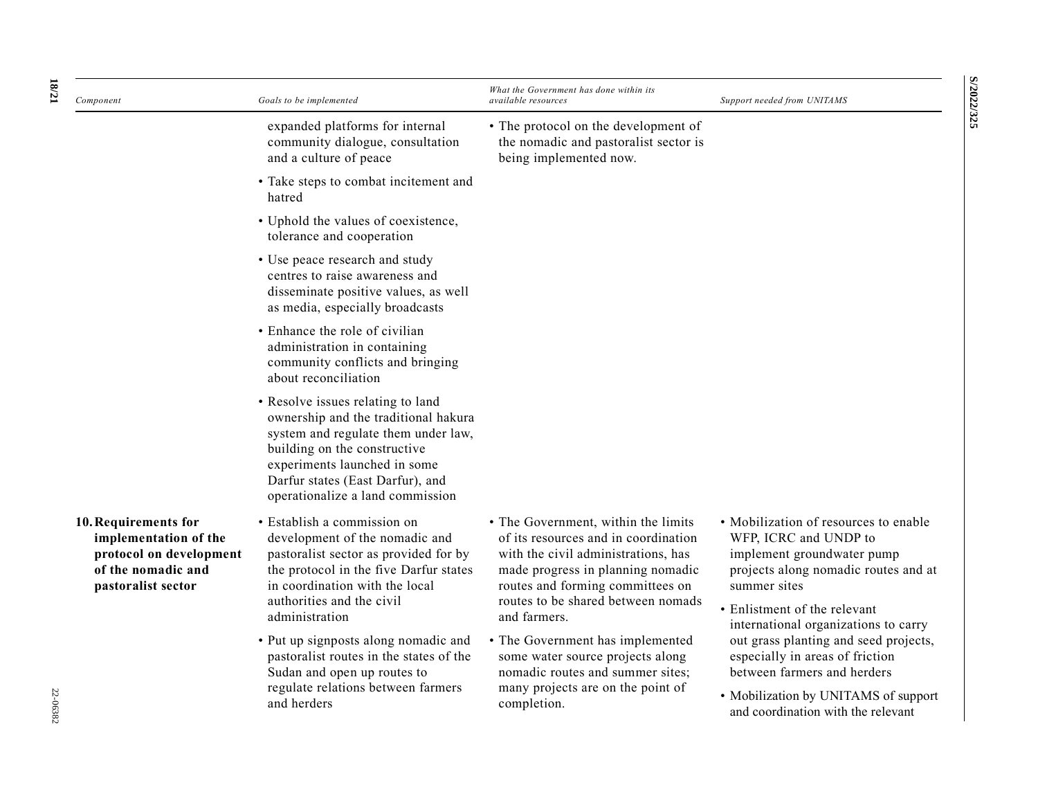| Component | Goals to be implemented | What the Government has done within its available resources | Support needed from UNITAMS |
|---|---|---|---|
| | expanded platforms for internal community dialogue, consultation and a culture of peace<br>• Take steps to combat incitement and hatred<br>• Uphold the values of coexistence, tolerance and cooperation<br>• Use peace research and study centres to raise awareness and disseminate positive values, as well as media, especially broadcasts<br>• Enhance the role of civilian administration in containing community conflicts and bringing about reconciliation<br>• Resolve issues relating to land ownership and the traditional hakura system and regulate them under law, building on the constructive experiments launched in some Darfur states (East Darfur), and operationalize a land commission | • The protocol on the development of the nomadic and pastoralist sector is being implemented now. | |
| **10. Requirements for implementation of the protocol on development of the nomadic and pastoralist sector** | • Establish a commission on development of the nomadic and pastoralist sector as provided for by the protocol in the five Darfur states in coordination with the local authorities and the civil administration<br>• Put up signposts along nomadic and pastoralist routes in the states of the Sudan and open up routes to regulate relations between farmers and herders | • The Government, within the limits of its resources and in coordination with the civil administrations, has made progress in planning nomadic routes and forming committees on routes to be shared between nomads and farmers.<br>• The Government has implemented some water source projects along nomadic routes and summer sites; many projects are on the point of completion. | • Mobilization of resources to enable WFP, ICRC and UNDP to implement groundwater pump projects along nomadic routes and at summer sites<br>• Enlistment of the relevant international organizations to carry out grass planting and seed projects, especially in areas of friction between farmers and herders<br>• Mobilization by UNITAMS of support and coordination with the relevant |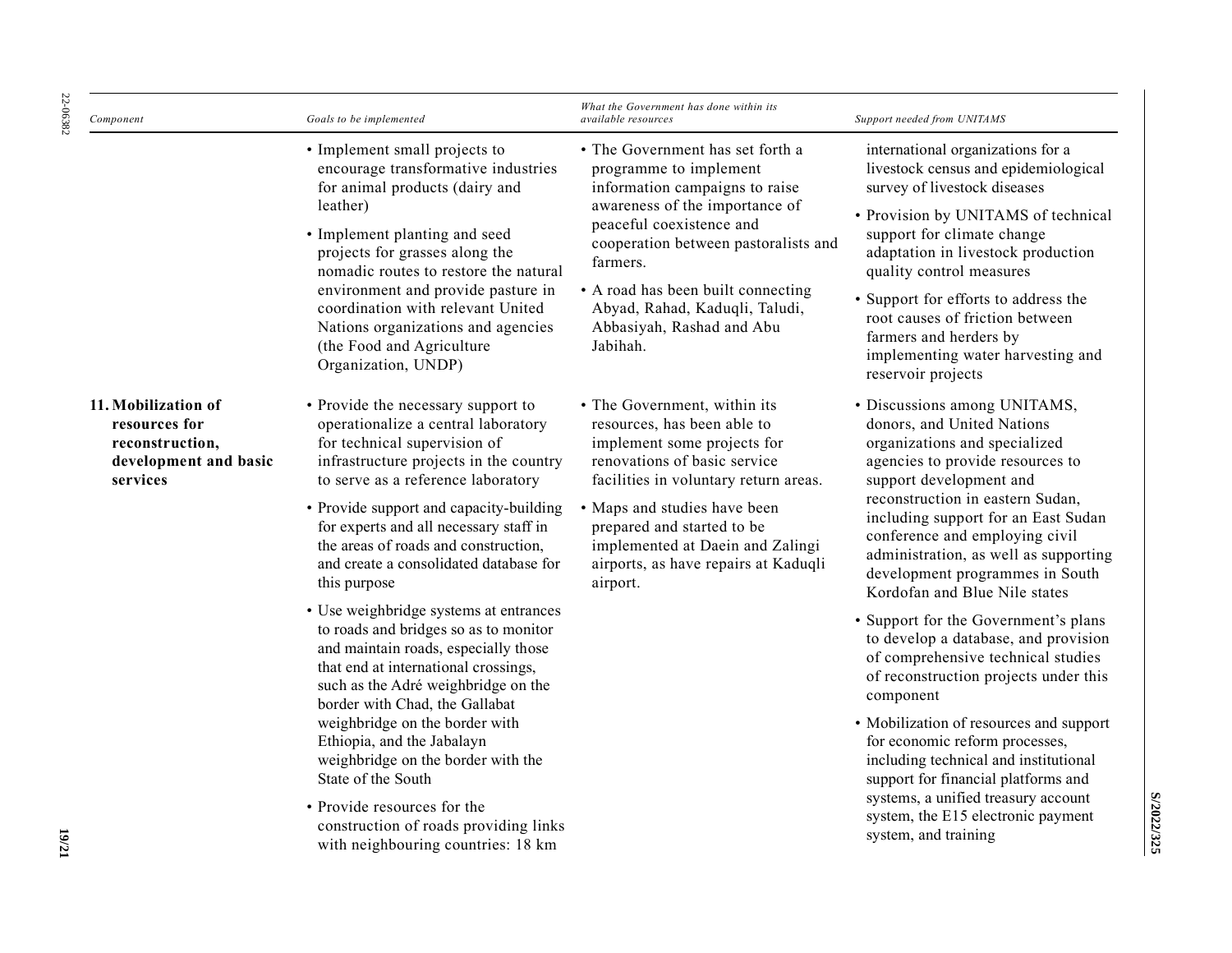| Component | Goals to be implemented | What the Government has done within its available resources | Support needed from UNITAMS |
| --- | --- | --- | --- |
| | • Implement small projects to encourage transformative industries for animal products (dairy and leather)<br>• Implement planting and seed projects for grasses along the nomadic routes to restore the natural environment and provide pasture in coordination with relevant United Nations organizations and agencies (the Food and Agriculture Organization, UNDP) | • The Government has set forth a programme to implement information campaigns to raise awareness of the importance of peaceful coexistence and cooperation between pastoralists and farmers.<br>• A road has been built connecting Abyad, Rahad, Kaduqli, Taludi, Abbasiyah, Rashad and Abu Jabihah. | international organizations for a livestock census and epidemiological survey of livestock diseases<br>• Provision by UNITAMS of technical support for climate change adaptation in livestock production quality control measures<br>• Support for efforts to address the root causes of friction between farmers and herders by implementing water harvesting and reservoir projects |
| **11. Mobilization of resources for reconstruction, development and basic services** | • Provide the necessary support to operationalize a central laboratory for technical supervision of infrastructure projects in the country to serve as a reference laboratory<br>• Provide support and capacity-building for experts and all necessary staff in the areas of roads and construction, and create a consolidated database for this purpose<br>• Use weighbridge systems at entrances to roads and bridges so as to monitor and maintain roads, especially those that end at international crossings, such as the Adré weighbridge on the border with Chad, the Gallabat weighbridge on the border with Ethiopia, and the Jabalayn weighbridge on the border with the State of the South<br>• Provide resources for the construction of roads providing links with neighbouring countries: 18 km | • The Government, within its resources, has been able to implement some projects for renovations of basic service facilities in voluntary return areas.<br>• Maps and studies have been prepared and started to be implemented at Daein and Zalingi airports, as have repairs at Kaduqli airport. | • Discussions among UNITAMS, donors, and United Nations organizations and specialized agencies to provide resources to support development and reconstruction in eastern Sudan, including support for an East Sudan conference and employing civil administration, as well as supporting development programmes in South Kordofan and Blue Nile states<br>• Support for the Government's plans to develop a database, and provision of comprehensive technical studies of reconstruction projects under this component<br>• Mobilization of resources and support for economic reform processes, including technical and institutional support for financial platforms and systems, a unified treasury account system, the E15 electronic payment system, and training |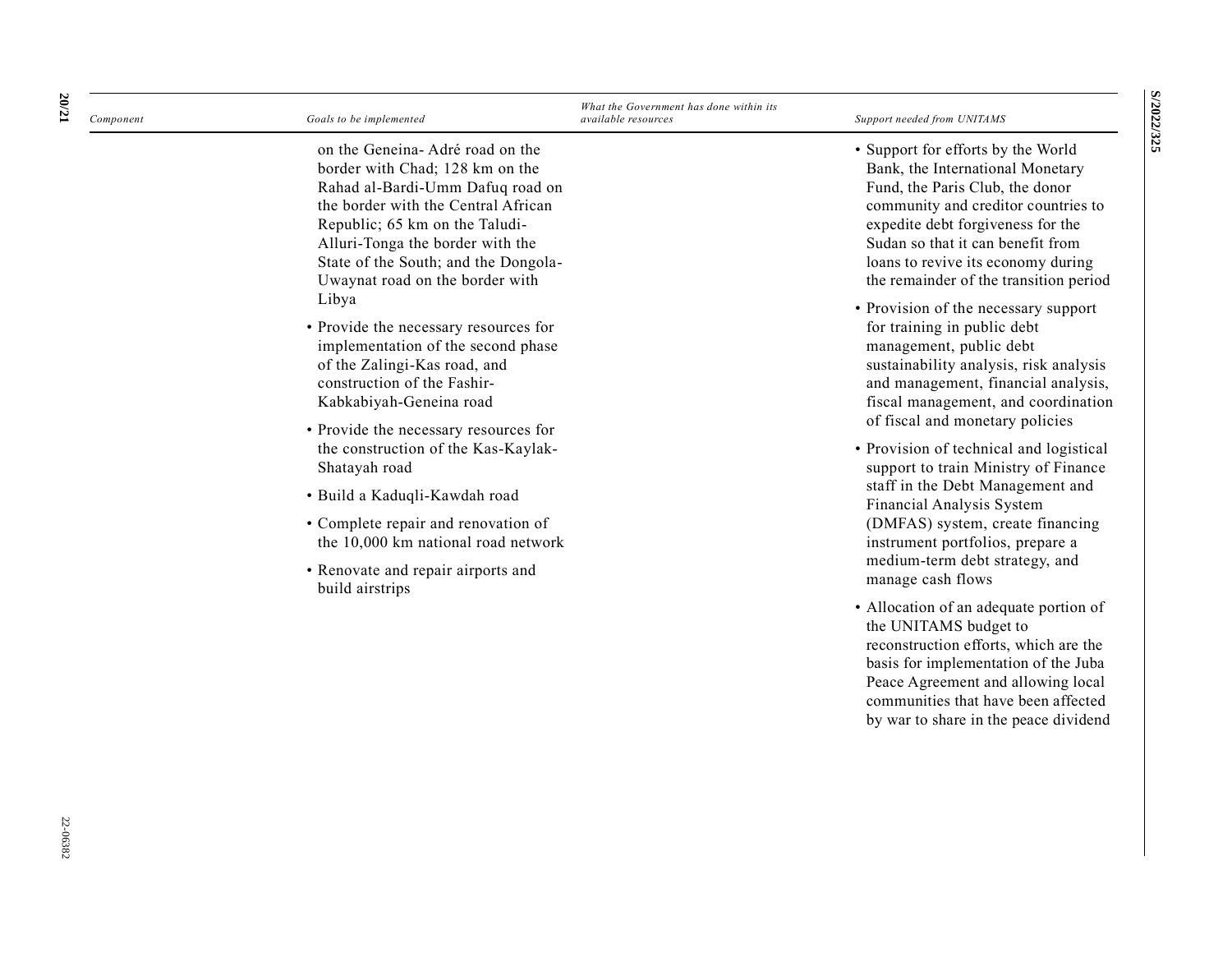| Component | Goals to be implemented | What the Government has done within its available resources | Support needed from UNITAMS |
|---|---|---|---|
| | on the Geneina- Adré road on the border with Chad; 128 km on the Rahad al-Bardi-Umm Dafuq road on the border with the Central African Republic; 65 km on the Taludi-Alluri-Tonga the border with the State of the South; and the Dongola-Uwaynat road on the border with Libya<br>• Provide the necessary resources for implementation of the second phase of the Zalingi-Kas road, and construction of the Fashir-Kabkabiyah-Geneina road<br>• Provide the necessary resources for the construction of the Kas-Kaylak-Shatayah road<br>• Build a Kaduqli-Kawdah road<br>• Complete repair and renovation of the 10,000 km national road network<br>• Renovate and repair airports and build airstrips | | • Support for efforts by the World Bank, the International Monetary Fund, the Paris Club, the donor community and creditor countries to expedite debt forgiveness for the Sudan so that it can benefit from loans to revive its economy during the remainder of the transition period<br>• Provision of the necessary support for training in public debt management, public debt sustainability analysis, risk analysis and management, financial analysis, fiscal management, and coordination of fiscal and monetary policies<br>• Provision of technical and logistical support to train Ministry of Finance staff in the Debt Management and Financial Analysis System (DMFAS) system, create financing instrument portfolios, prepare a medium-term debt strategy, and manage cash flows<br>• Allocation of an adequate portion of the UNITAMS budget to reconstruction efforts, which are the basis for implementation of the Juba Peace Agreement and allowing local communities that have been affected by war to share in the peace dividend |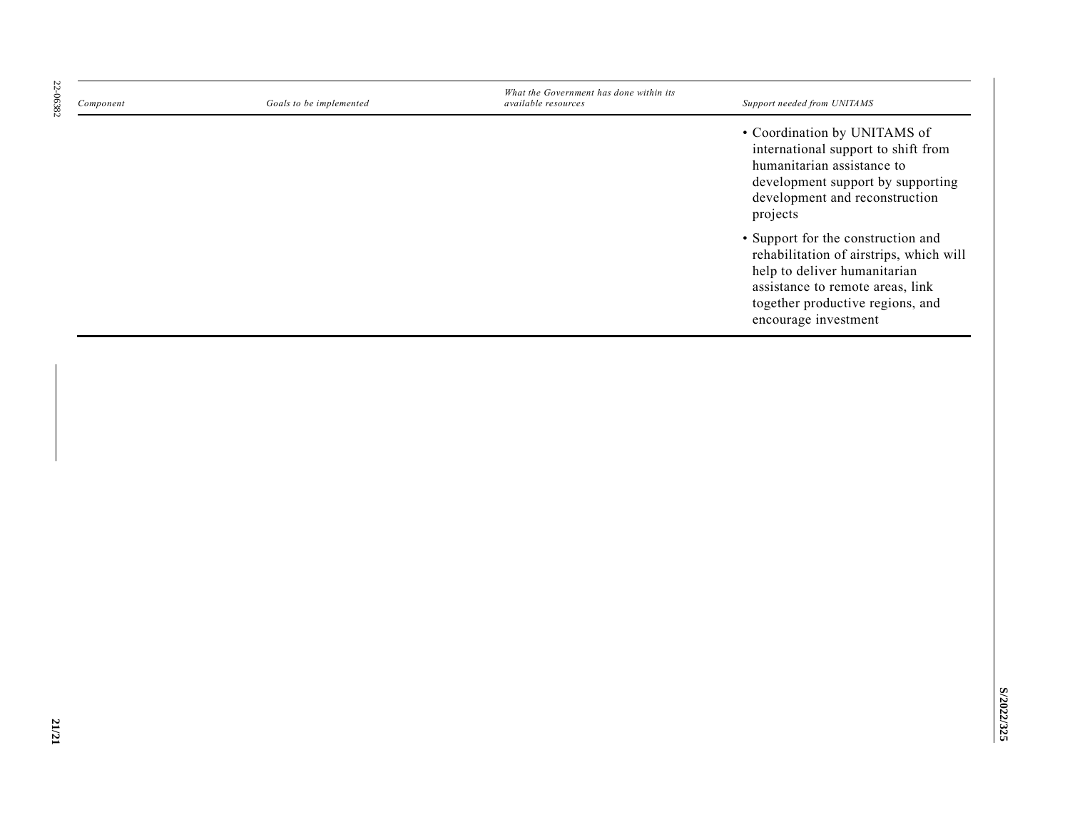| Component | Goals to be implemented | What the Government has done within its available resources | Support needed from UNITAMS |
| --- | --- | --- | --- |
| | | | • Coordination by UNITAMS of international support to shift from humanitarian assistance to development support by supporting development and reconstruction projects<br>• Support for the construction and rehabilitation of airstrips, which will help to deliver humanitarian assistance to remote areas, link together productive regions, and encourage investment |